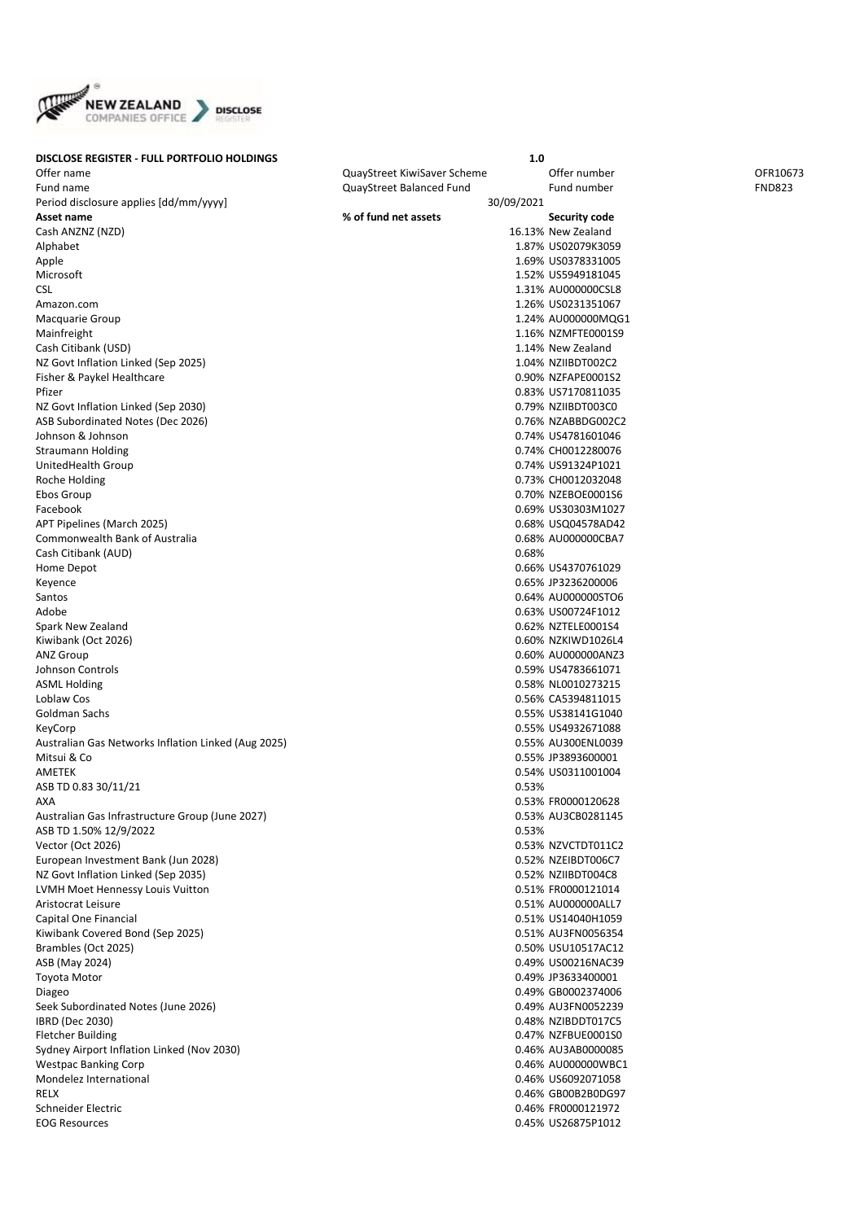**DISCLOSE REGISTER - FULL PORTFOLIO HOLDINGS** **1.0**

| | | | |
|---|---|---|---|
| Offer name | QuayStreet KiwiSaver Scheme | Offer number | OFR10673 |
| Fund name | QuayStreet Balanced Fund | Fund number | FND823 |
| Period disclosure applies [dd/mm/yyyy] | 30/09/2021 | | |

| **Asset name** | **% of fund net assets** | **Security code** |
|---|---|---|
| Cash ANZNZ (NZD) | 16.13% | New Zealand |
| Alphabet | 1.87% | US02079K3059 |
| Apple | 1.69% | US0378331005 |
| Microsoft | 1.52% | US5949181045 |
| CSL | 1.31% | AU000000CSL8 |
| Amazon.com | 1.26% | US0231351067 |
| Macquarie Group | 1.24% | AU000000MQG1 |
| Mainfreight | 1.16% | NZMFTE0001S9 |
| Cash Citibank (USD) | 1.14% | New Zealand |
| NZ Govt Inflation Linked (Sep 2025) | 1.04% | NZIIBDT002C2 |
| Fisher & Paykel Healthcare | 0.90% | NZFAPE0001S2 |
| Pfizer | 0.83% | US7170811035 |
| NZ Govt Inflation Linked (Sep 2030) | 0.79% | NZIIBDT003C0 |
| ASB Subordinated Notes (Dec 2026) | 0.76% | NZABBDG002C2 |
| Johnson & Johnson | 0.74% | US4781601046 |
| Straumann Holding | 0.74% | CH0012280076 |
| UnitedHealth Group | 0.74% | US91324P1021 |
| Roche Holding | 0.73% | CH0012032048 |
| Ebos Group | 0.70% | NZEBOE0001S6 |
| Facebook | 0.69% | US30303M1027 |
| APT Pipelines (March 2025) | 0.68% | USQ04578AD42 |
| Commonwealth Bank of Australia | 0.68% | AU000000CBA7 |
| Cash Citibank (AUD) | 0.68% | |
| Home Depot | 0.66% | US4370761029 |
| Keyence | 0.65% | JP3236200006 |
| Santos | 0.64% | AU000000STO6 |
| Adobe | 0.63% | US00724F1012 |
| Spark New Zealand | 0.62% | NZTELE0001S4 |
| Kiwibank (Oct 2026) | 0.60% | NZKIWD1026L4 |
| ANZ Group | 0.60% | AU000000ANZ3 |
| Johnson Controls | 0.59% | US4783661071 |
| ASML Holding | 0.58% | NL0010273215 |
| Loblaw Cos | 0.56% | CA5394811015 |
| Goldman Sachs | 0.55% | US38141G1040 |
| KeyCorp | 0.55% | US4932671088 |
| Australian Gas Networks Inflation Linked (Aug 2025) | 0.55% | AU300ENL0039 |
| Mitsui & Co | 0.55% | JP3893600001 |
| AMETEK | 0.54% | US0311001004 |
| ASB TD 0.83 30/11/21 | 0.53% | |
| AXA | 0.53% | FR0000120628 |
| Australian Gas Infrastructure Group (June 2027) | 0.53% | AU3CB0281145 |
| ASB TD 1.50% 12/9/2022 | 0.53% | |
| Vector (Oct 2026) | 0.53% | NZVCTDT011C2 |
| European Investment Bank (Jun 2028) | 0.52% | NZEIBDT006C7 |
| NZ Govt Inflation Linked (Sep 2035) | 0.52% | NZIIBDT004C8 |
| LVMH Moet Hennessy Louis Vuitton | 0.51% | FR0000121014 |
| Aristocrat Leisure | 0.51% | AU000000ALL7 |
| Capital One Financial | 0.51% | US14040H1059 |
| Kiwibank Covered Bond (Sep 2025) | 0.51% | AU3FN0056354 |
| Brambles (Oct 2025) | 0.50% | USU10517AC12 |
| ASB (May 2024) | 0.49% | US00216NAC39 |
| Toyota Motor | 0.49% | JP3633400001 |
| Diageo | 0.49% | GB0002374006 |
| Seek Subordinated Notes (June 2026) | 0.49% | AU3FN0052239 |
| IBRD (Dec 2030) | 0.48% | NZIBDDT017C5 |
| Fletcher Building | 0.47% | NZFBUE0001S0 |
| Sydney Airport Inflation Linked (Nov 2030) | 0.46% | AU3AB0000085 |
| Westpac Banking Corp | 0.46% | AU000000WBC1 |
| Mondelez International | 0.46% | US6092071058 |
| RELX | 0.46% | GB00B2B0DG97 |
| Schneider Electric | 0.46% | FR0000121972 |
| EOG Resources | 0.45% | US26875P1012 |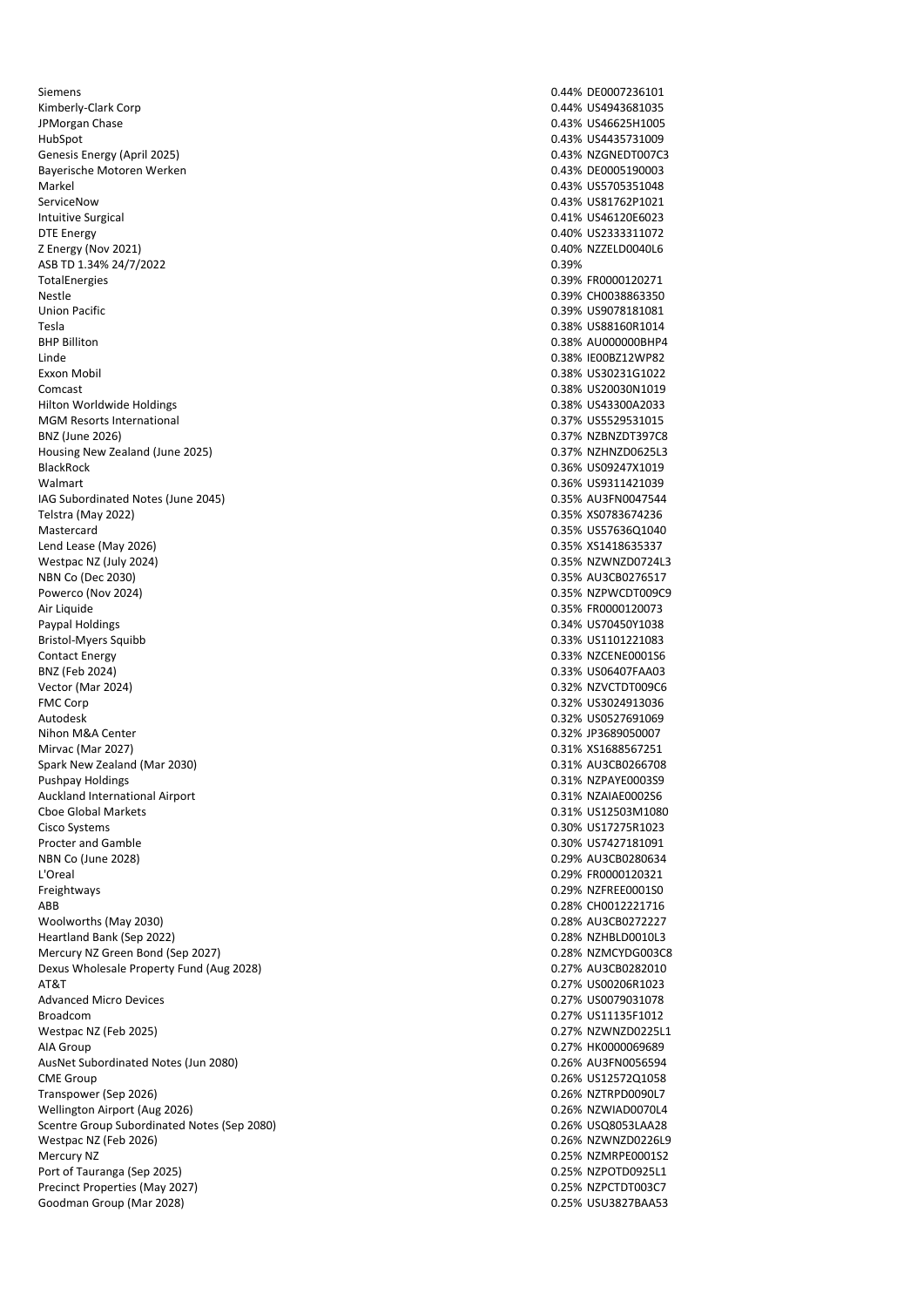| | | |
|---|---|---|
| Siemens | 0.44% | DE0007236101 |
| Kimberly-Clark Corp | 0.44% | US4943681035 |
| JPMorgan Chase | 0.43% | US46625H1005 |
| HubSpot | 0.43% | US4435731009 |
| Genesis Energy (April 2025) | 0.43% | NZGNEDT007C3 |
| Bayerische Motoren Werken | 0.43% | DE0005190003 |
| Markel | 0.43% | US5705351048 |
| ServiceNow | 0.43% | US81762P1021 |
| Intuitive Surgical | 0.41% | US46120E6023 |
| DTE Energy | 0.40% | US2333311072 |
| Z Energy (Nov 2021) | 0.40% | NZZELD0040L6 |
| ASB TD 1.34% 24/7/2022 | 0.39% | |
| TotalEnergies | 0.39% | FR0000120271 |
| Nestle | 0.39% | CH0038863350 |
| Union Pacific | 0.39% | US9078181081 |
| Tesla | 0.38% | US88160R1014 |
| BHP Billiton | 0.38% | AU000000BHP4 |
| Linde | 0.38% | IE00BZ12WP82 |
| Exxon Mobil | 0.38% | US30231G1022 |
| Comcast | 0.38% | US20030N1019 |
| Hilton Worldwide Holdings | 0.38% | US43300A2033 |
| MGM Resorts International | 0.37% | US5529531015 |
| BNZ (June 2026) | 0.37% | NZBNZDT397C8 |
| Housing New Zealand (June 2025) | 0.37% | NZHNZD0625L3 |
| BlackRock | 0.36% | US09247X1019 |
| Walmart | 0.36% | US9311421039 |
| IAG Subordinated Notes (June 2045) | 0.35% | AU3FN0047544 |
| Telstra (May 2022) | 0.35% | XS0783674236 |
| Mastercard | 0.35% | US57636Q1040 |
| Lend Lease (May 2026) | 0.35% | XS1418635337 |
| Westpac NZ (July 2024) | 0.35% | NZWNZD0724L3 |
| NBN Co (Dec 2030) | 0.35% | AU3CB0276517 |
| Powerco (Nov 2024) | 0.35% | NZPWCDT009C9 |
| Air Liquide | 0.35% | FR0000120073 |
| Paypal Holdings | 0.34% | US70450Y1038 |
| Bristol-Myers Squibb | 0.33% | US1101221083 |
| Contact Energy | 0.33% | NZCENE0001S6 |
| BNZ (Feb 2024) | 0.33% | US06407FAA03 |
| Vector (Mar 2024) | 0.32% | NZVCTDT009C6 |
| FMC Corp | 0.32% | US3024913036 |
| Autodesk | 0.32% | US0527691069 |
| Nihon M&A Center | 0.32% | JP3689050007 |
| Mirvac (Mar 2027) | 0.31% | XS1688567251 |
| Spark New Zealand (Mar 2030) | 0.31% | AU3CB0266708 |
| Pushpay Holdings | 0.31% | NZPAYE0003S9 |
| Auckland International Airport | 0.31% | NZAIAE0002S6 |
| Cboe Global Markets | 0.31% | US12503M1080 |
| Cisco Systems | 0.30% | US17275R1023 |
| Procter and Gamble | 0.30% | US7427181091 |
| NBN Co (June 2028) | 0.29% | AU3CB0280634 |
| L'Oreal | 0.29% | FR0000120321 |
| Freightways | 0.29% | NZFREE0001S0 |
| ABB | 0.28% | CH0012221716 |
| Woolworths (May 2030) | 0.28% | AU3CB0272227 |
| Heartland Bank (Sep 2022) | 0.28% | NZHBLD0010L3 |
| Mercury NZ Green Bond (Sep 2027) | 0.28% | NZMCYDG003C8 |
| Dexus Wholesale Property Fund (Aug 2028) | 0.27% | AU3CB0282010 |
| AT&T | 0.27% | US00206R1023 |
| Advanced Micro Devices | 0.27% | US0079031078 |
| Broadcom | 0.27% | US11135F1012 |
| Westpac NZ (Feb 2025) | 0.27% | NZWNZD0225L1 |
| AIA Group | 0.27% | HK0000069689 |
| AusNet Subordinated Notes (Jun 2080) | 0.26% | AU3FN0056594 |
| CME Group | 0.26% | US12572Q1058 |
| Transpower (Sep 2026) | 0.26% | NZTRPD0090L7 |
| Wellington Airport (Aug 2026) | 0.26% | NZWIAD0070L4 |
| Scentre Group Subordinated Notes (Sep 2080) | 0.26% | USQ8053LAA28 |
| Westpac NZ (Feb 2026) | 0.26% | NZWNZD0226L9 |
| Mercury NZ | 0.25% | NZMRPE0001S2 |
| Port of Tauranga (Sep 2025) | 0.25% | NZPOTD0925L1 |
| Precinct Properties (May 2027) | 0.25% | NZPCTDT003C7 |
| Goodman Group (Mar 2028) | 0.25% | USU3827BAA53 |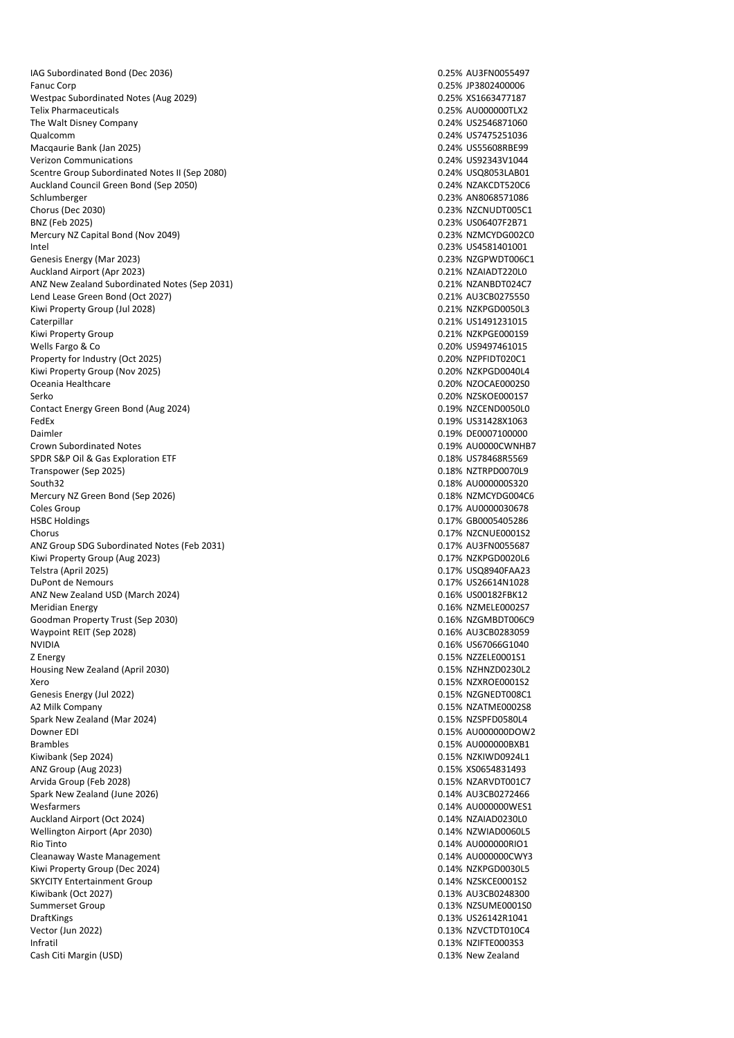| | | |
|---|---|---|
| IAG Subordinated Bond (Dec 2036) | 0.25% | AU3FN0055497 |
| Fanuc Corp | 0.25% | JP3802400006 |
| Westpac Subordinated Notes (Aug 2029) | 0.25% | XS1663477187 |
| Telix Pharmaceuticals | 0.25% | AU000000TLX2 |
| The Walt Disney Company | 0.24% | US2546871060 |
| Qualcomm | 0.24% | US7475251036 |
| Macqaurie Bank (Jan 2025) | 0.24% | US55608RBE99 |
| Verizon Communications | 0.24% | US92343V1044 |
| Scentre Group Subordinated Notes II (Sep 2080) | 0.24% | USQ8053LAB01 |
| Auckland Council Green Bond (Sep 2050) | 0.24% | NZAKCDT520C6 |
| Schlumberger | 0.23% | AN8068571086 |
| Chorus (Dec 2030) | 0.23% | NZCNUDT005C1 |
| BNZ (Feb 2025) | 0.23% | US06407F2B71 |
| Mercury NZ Capital Bond (Nov 2049) | 0.23% | NZMCYDG002C0 |
| Intel | 0.23% | US4581401001 |
| Genesis Energy (Mar 2023) | 0.23% | NZGPWDT006C1 |
| Auckland Airport (Apr 2023) | 0.21% | NZAIADT220L0 |
| ANZ New Zealand Subordinated Notes (Sep 2031) | 0.21% | NZANBDT024C7 |
| Lend Lease Green Bond (Oct 2027) | 0.21% | AU3CB0275550 |
| Kiwi Property Group (Jul 2028) | 0.21% | NZKPGD0050L3 |
| Caterpillar | 0.21% | US1491231015 |
| Kiwi Property Group | 0.21% | NZKPGE0001S9 |
| Wells Fargo & Co | 0.20% | US9497461015 |
| Property for Industry (Oct 2025) | 0.20% | NZPFIDT020C1 |
| Kiwi Property Group (Nov 2025) | 0.20% | NZKPGD0040L4 |
| Oceania Healthcare | 0.20% | NZOCAE0002S0 |
| Serko | 0.20% | NZSKOE0001S7 |
| Contact Energy Green Bond (Aug 2024) | 0.19% | NZCEND0050L0 |
| FedEx | 0.19% | US31428X1063 |
| Daimler | 0.19% | DE0007100000 |
| Crown Subordinated Notes | 0.19% | AU0000CWNHB7 |
| SPDR S&P Oil & Gas Exploration ETF | 0.18% | US78468R5569 |
| Transpower (Sep 2025) | 0.18% | NZTRPD0070L9 |
| South32 | 0.18% | AU000000S320 |
| Mercury NZ Green Bond (Sep 2026) | 0.18% | NZMCYDG004C6 |
| Coles Group | 0.17% | AU0000030678 |
| HSBC Holdings | 0.17% | GB0005405286 |
| Chorus | 0.17% | NZCNUE0001S2 |
| ANZ Group SDG Subordinated Notes (Feb 2031) | 0.17% | AU3FN0055687 |
| Kiwi Property Group (Aug 2023) | 0.17% | NZKPGD0020L6 |
| Telstra (April 2025) | 0.17% | USQ8940FAA23 |
| DuPont de Nemours | 0.17% | US26614N1028 |
| ANZ New Zealand USD (March 2024) | 0.16% | US00182FBK12 |
| Meridian Energy | 0.16% | NZMELE0002S7 |
| Goodman Property Trust (Sep 2030) | 0.16% | NZGMBDT006C9 |
| Waypoint REIT (Sep 2028) | 0.16% | AU3CB0283059 |
| NVIDIA | 0.16% | US67066G1040 |
| Z Energy | 0.15% | NZZELE0001S1 |
| Housing New Zealand (April 2030) | 0.15% | NZHNZD0230L2 |
| Xero | 0.15% | NZXROE0001S2 |
| Genesis Energy (Jul 2022) | 0.15% | NZGNEDT008C1 |
| A2 Milk Company | 0.15% | NZATME0002S8 |
| Spark New Zealand (Mar 2024) | 0.15% | NZSPFD0580L4 |
| Downer EDI | 0.15% | AU000000DOW2 |
| Brambles | 0.15% | AU000000BXB1 |
| Kiwibank (Sep 2024) | 0.15% | NZKIWD0924L1 |
| ANZ Group (Aug 2023) | 0.15% | XS0654831493 |
| Arvida Group (Feb 2028) | 0.15% | NZARVDT001C7 |
| Spark New Zealand (June 2026) | 0.14% | AU3CB0272466 |
| Wesfarmers | 0.14% | AU000000WES1 |
| Auckland Airport (Oct 2024) | 0.14% | NZAIAD0230L0 |
| Wellington Airport (Apr 2030) | 0.14% | NZWIAD0060L5 |
| Rio Tinto | 0.14% | AU000000RIO1 |
| Cleanaway Waste Management | 0.14% | AU000000CWY3 |
| Kiwi Property Group (Dec 2024) | 0.14% | NZKPGD0030L5 |
| SKYCITY Entertainment Group | 0.14% | NZSKCE0001S2 |
| Kiwibank (Oct 2027) | 0.13% | AU3CB0248300 |
| Summerset Group | 0.13% | NZSUME0001S0 |
| DraftKings | 0.13% | US26142R1041 |
| Vector (Jun 2022) | 0.13% | NZVCTDT010C4 |
| Infratil | 0.13% | NZIFTE0003S3 |
| Cash Citi Margin (USD) | 0.13% | New Zealand |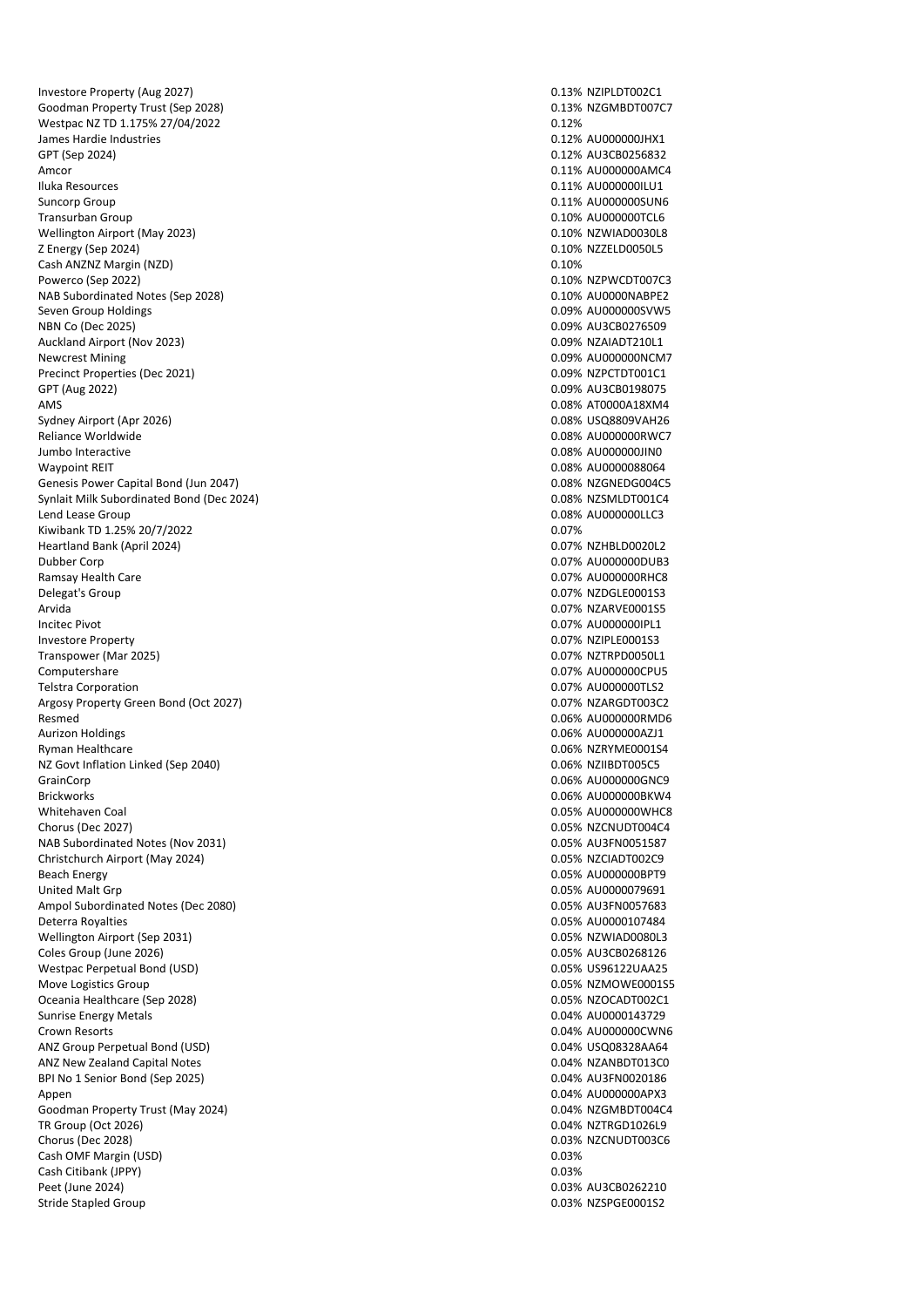| | | |
|---|---|---|
| Investore Property (Aug 2027) | 0.13% | NZIPLDT002C1 |
| Goodman Property Trust (Sep 2028) | 0.13% | NZGMBDT007C7 |
| Westpac NZ TD 1.175% 27/04/2022 | 0.12% | |
| James Hardie Industries | 0.12% | AU000000JHX1 |
| GPT (Sep 2024) | 0.12% | AU3CB0256832 |
| Amcor | 0.11% | AU000000AMC4 |
| Iluka Resources | 0.11% | AU000000ILU1 |
| Suncorp Group | 0.11% | AU000000SUN6 |
| Transurban Group | 0.10% | AU000000TCL6 |
| Wellington Airport (May 2023) | 0.10% | NZWIAD0030L8 |
| Z Energy (Sep 2024) | 0.10% | NZZELD0050L5 |
| Cash ANZNZ Margin (NZD) | 0.10% | |
| Powerco (Sep 2022) | 0.10% | NZPWCDT007C3 |
| NAB Subordinated Notes (Sep 2028) | 0.10% | AU0000NABPE2 |
| Seven Group Holdings | 0.09% | AU000000SVW5 |
| NBN Co (Dec 2025) | 0.09% | AU3CB0276509 |
| Auckland Airport (Nov 2023) | 0.09% | NZAIADT210L1 |
| Newcrest Mining | 0.09% | AU000000NCM7 |
| Precinct Properties (Dec 2021) | 0.09% | NZPCTDT001C1 |
| GPT (Aug 2022) | 0.09% | AU3CB0198075 |
| AMS | 0.08% | AT0000A18XM4 |
| Sydney Airport (Apr 2026) | 0.08% | USQ8809VAH26 |
| Reliance Worldwide | 0.08% | AU000000RWC7 |
| Jumbo Interactive | 0.08% | AU000000JIN0 |
| Waypoint REIT | 0.08% | AU0000088064 |
| Genesis Power Capital Bond (Jun 2047) | 0.08% | NZGNEDG004C5 |
| Synlait Milk Subordinated Bond (Dec 2024) | 0.08% | NZSMLDT001C4 |
| Lend Lease Group | 0.08% | AU000000LLC3 |
| Kiwibank TD 1.25% 20/7/2022 | 0.07% | |
| Heartland Bank (April 2024) | 0.07% | NZHBLD0020L2 |
| Dubber Corp | 0.07% | AU000000DUB3 |
| Ramsay Health Care | 0.07% | AU000000RHC8 |
| Delegat's Group | 0.07% | NZDGLE0001S3 |
| Arvida | 0.07% | NZARVE0001S5 |
| Incitec Pivot | 0.07% | AU000000IPL1 |
| Investore Property | 0.07% | NZIPLE0001S3 |
| Transpower (Mar 2025) | 0.07% | NZTRPD0050L1 |
| Computershare | 0.07% | AU000000CPU5 |
| Telstra Corporation | 0.07% | AU000000TLS2 |
| Argosy Property Green Bond (Oct 2027) | 0.07% | NZARGDT003C2 |
| Resmed | 0.06% | AU000000RMD6 |
| Aurizon Holdings | 0.06% | AU000000AZJ1 |
| Ryman Healthcare | 0.06% | NZRYME0001S4 |
| NZ Govt Inflation Linked (Sep 2040) | 0.06% | NZIIBDT005C5 |
| GrainCorp | 0.06% | AU000000GNC9 |
| Brickworks | 0.06% | AU000000BKW4 |
| Whitehaven Coal | 0.05% | AU000000WHC8 |
| Chorus (Dec 2027) | 0.05% | NZCNUDT004C4 |
| NAB Subordinated Notes (Nov 2031) | 0.05% | AU3FN0051587 |
| Christchurch Airport (May 2024) | 0.05% | NZCIADT002C9 |
| Beach Energy | 0.05% | AU000000BPT9 |
| United Malt Grp | 0.05% | AU0000079691 |
| Ampol Subordinated Notes (Dec 2080) | 0.05% | AU3FN0057683 |
| Deterra Royalties | 0.05% | AU0000107484 |
| Wellington Airport (Sep 2031) | 0.05% | NZWIAD0080L3 |
| Coles Group (June 2026) | 0.05% | AU3CB0268126 |
| Westpac Perpetual Bond (USD) | 0.05% | US96122UAA25 |
| Move Logistics Group | 0.05% | NZMOWE0001S5 |
| Oceania Healthcare (Sep 2028) | 0.05% | NZOCADT002C1 |
| Sunrise Energy Metals | 0.04% | AU0000143729 |
| Crown Resorts | 0.04% | AU000000CWN6 |
| ANZ Group Perpetual Bond (USD) | 0.04% | USQ08328AA64 |
| ANZ New Zealand Capital Notes | 0.04% | NZANBDT013C0 |
| BPI No 1 Senior Bond (Sep 2025) | 0.04% | AU3FN0020186 |
| Appen | 0.04% | AU000000APX3 |
| Goodman Property Trust (May 2024) | 0.04% | NZGMBDT004C4 |
| TR Group (Oct 2026) | 0.04% | NZTRGD1026L9 |
| Chorus (Dec 2028) | 0.03% | NZCNUDT003C6 |
| Cash OMF Margin (USD) | 0.03% | |
| Cash Citibank (JPPY) | 0.03% | |
| Peet (June 2024) | 0.03% | AU3CB0262210 |
| Stride Stapled Group | 0.03% | NZSPGE0001S2 |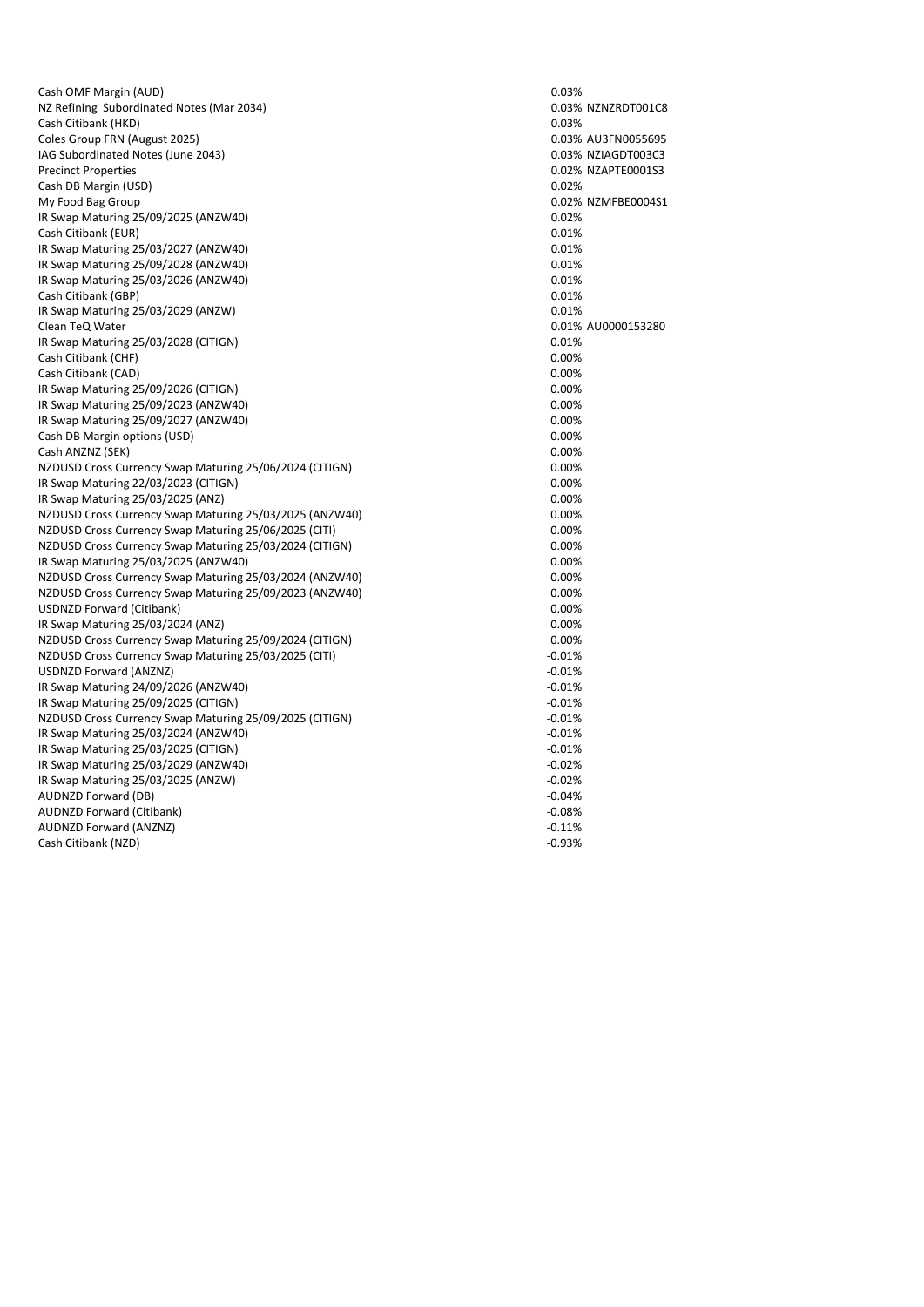| | | |
|---|---|---|
| Cash OMF Margin (AUD) | 0.03% | |
| NZ Refining Subordinated Notes (Mar 2034) | 0.03% | NZNZRDT001C8 |
| Cash Citibank (HKD) | 0.03% | |
| Coles Group FRN (August 2025) | 0.03% | AU3FN0055695 |
| IAG Subordinated Notes (June 2043) | 0.03% | NZIAGDT003C3 |
| Precinct Properties | 0.02% | NZAPTE0001S3 |
| Cash DB Margin (USD) | 0.02% | |
| My Food Bag Group | 0.02% | NZMFBE0004S1 |
| IR Swap Maturing 25/09/2025 (ANZW40) | 0.02% | |
| Cash Citibank (EUR) | 0.01% | |
| IR Swap Maturing 25/03/2027 (ANZW40) | 0.01% | |
| IR Swap Maturing 25/09/2028 (ANZW40) | 0.01% | |
| IR Swap Maturing 25/03/2026 (ANZW40) | 0.01% | |
| Cash Citibank (GBP) | 0.01% | |
| IR Swap Maturing 25/03/2029 (ANZW) | 0.01% | |
| Clean TeQ Water | 0.01% | AU0000153280 |
| IR Swap Maturing 25/03/2028 (CITIGN) | 0.01% | |
| Cash Citibank (CHF) | 0.00% | |
| Cash Citibank (CAD) | 0.00% | |
| IR Swap Maturing 25/09/2026 (CITIGN) | 0.00% | |
| IR Swap Maturing 25/09/2023 (ANZW40) | 0.00% | |
| IR Swap Maturing 25/09/2027 (ANZW40) | 0.00% | |
| Cash DB Margin options (USD) | 0.00% | |
| Cash ANZNZ (SEK) | 0.00% | |
| NZDUSD Cross Currency Swap Maturing 25/06/2024 (CITIGN) | 0.00% | |
| IR Swap Maturing 22/03/2023 (CITIGN) | 0.00% | |
| IR Swap Maturing 25/03/2025 (ANZ) | 0.00% | |
| NZDUSD Cross Currency Swap Maturing 25/03/2025 (ANZW40) | 0.00% | |
| NZDUSD Cross Currency Swap Maturing 25/06/2025 (CITI) | 0.00% | |
| NZDUSD Cross Currency Swap Maturing 25/03/2024 (CITIGN) | 0.00% | |
| IR Swap Maturing 25/03/2025 (ANZW40) | 0.00% | |
| NZDUSD Cross Currency Swap Maturing 25/03/2024 (ANZW40) | 0.00% | |
| NZDUSD Cross Currency Swap Maturing 25/09/2023 (ANZW40) | 0.00% | |
| USDNZD Forward (Citibank) | 0.00% | |
| IR Swap Maturing 25/03/2024 (ANZ) | 0.00% | |
| NZDUSD Cross Currency Swap Maturing 25/09/2024 (CITIGN) | 0.00% | |
| NZDUSD Cross Currency Swap Maturing 25/03/2025 (CITI) | -0.01% | |
| USDNZD Forward (ANZNZ) | -0.01% | |
| IR Swap Maturing 24/09/2026 (ANZW40) | -0.01% | |
| IR Swap Maturing 25/09/2025 (CITIGN) | -0.01% | |
| NZDUSD Cross Currency Swap Maturing 25/09/2025 (CITIGN) | -0.01% | |
| IR Swap Maturing 25/03/2024 (ANZW40) | -0.01% | |
| IR Swap Maturing 25/03/2025 (CITIGN) | -0.01% | |
| IR Swap Maturing 25/03/2029 (ANZW40) | -0.02% | |
| IR Swap Maturing 25/03/2025 (ANZW) | -0.02% | |
| AUDNZD Forward (DB) | -0.04% | |
| AUDNZD Forward (Citibank) | -0.08% | |
| AUDNZD Forward (ANZNZ) | -0.11% | |
| Cash Citibank (NZD) | -0.93% | |